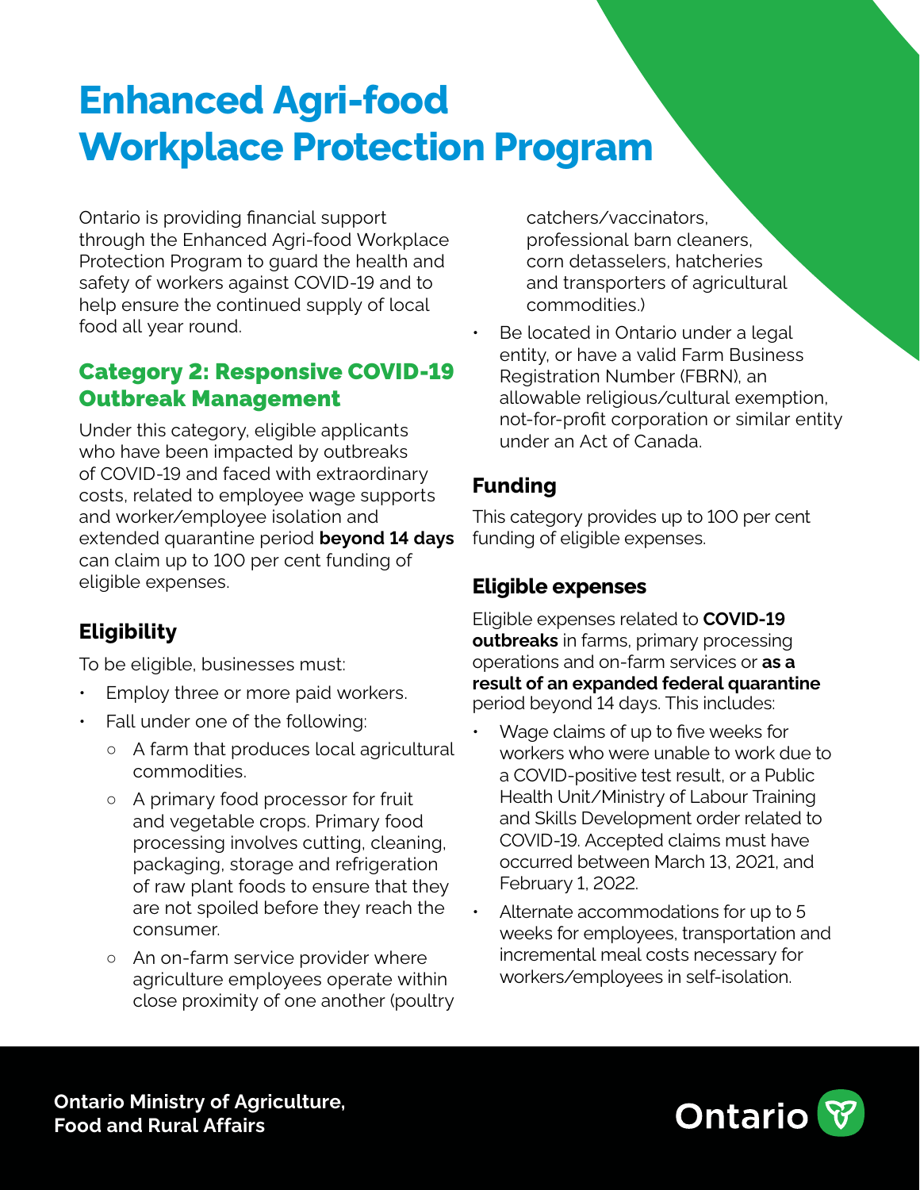# Enhanced Agri-food Workplace Protection Program

Ontario is providing financial support through the Enhanced Agri-food Workplace Protection Program to guard the health and safety of workers against COVID-19 and to help ensure the continued supply of local food all year round.

## Category 2: Responsive COVID-19 Outbreak Management

Under this category, eligible applicants who have been impacted by outbreaks of COVID-19 and faced with extraordinary costs, related to employee wage supports and worker/employee isolation and extended quarantine period **beyond 14 days** can claim up to 100 per cent funding of eligible expenses.

### Eligibility

To be eligible, businesses must:

- Employ three or more paid workers.
- Fall under one of the following:
  - A farm that produces local agricultural commodities.
  - A primary food processor for fruit and vegetable crops. Primary food processing involves cutting, cleaning, packaging, storage and refrigeration of raw plant foods to ensure that they are not spoiled before they reach the consumer.
  - An on-farm service provider where agriculture employees operate within close proximity of one another (poultry catchers/vaccinators, professional barn cleaners, corn detasselers, hatcheries and transporters of agricultural commodities.)
- Be located in Ontario under a legal entity, or have a valid Farm Business Registration Number (FBRN), an allowable religious/cultural exemption, not-for-profit corporation or similar entity under an Act of Canada.

### Funding

This category provides up to 100 per cent funding of eligible expenses.

### Eligible expenses

Eligible expenses related to **COVID-19 outbreaks** in farms, primary processing operations and on-farm services or **as a result of an expanded federal quarantine** period beyond 14 days. This includes:

- Wage claims of up to five weeks for workers who were unable to work due to a COVID-positive test result, or a Public Health Unit/Ministry of Labour Training and Skills Development order related to COVID-19. Accepted claims must have occurred between March 13, 2021, and February 1, 2022.
- Alternate accommodations for up to 5 weeks for employees, transportation and incremental meal costs necessary for workers/employees in self-isolation.

**Ontario Ministry of Agriculture, Food and Rural Affairs**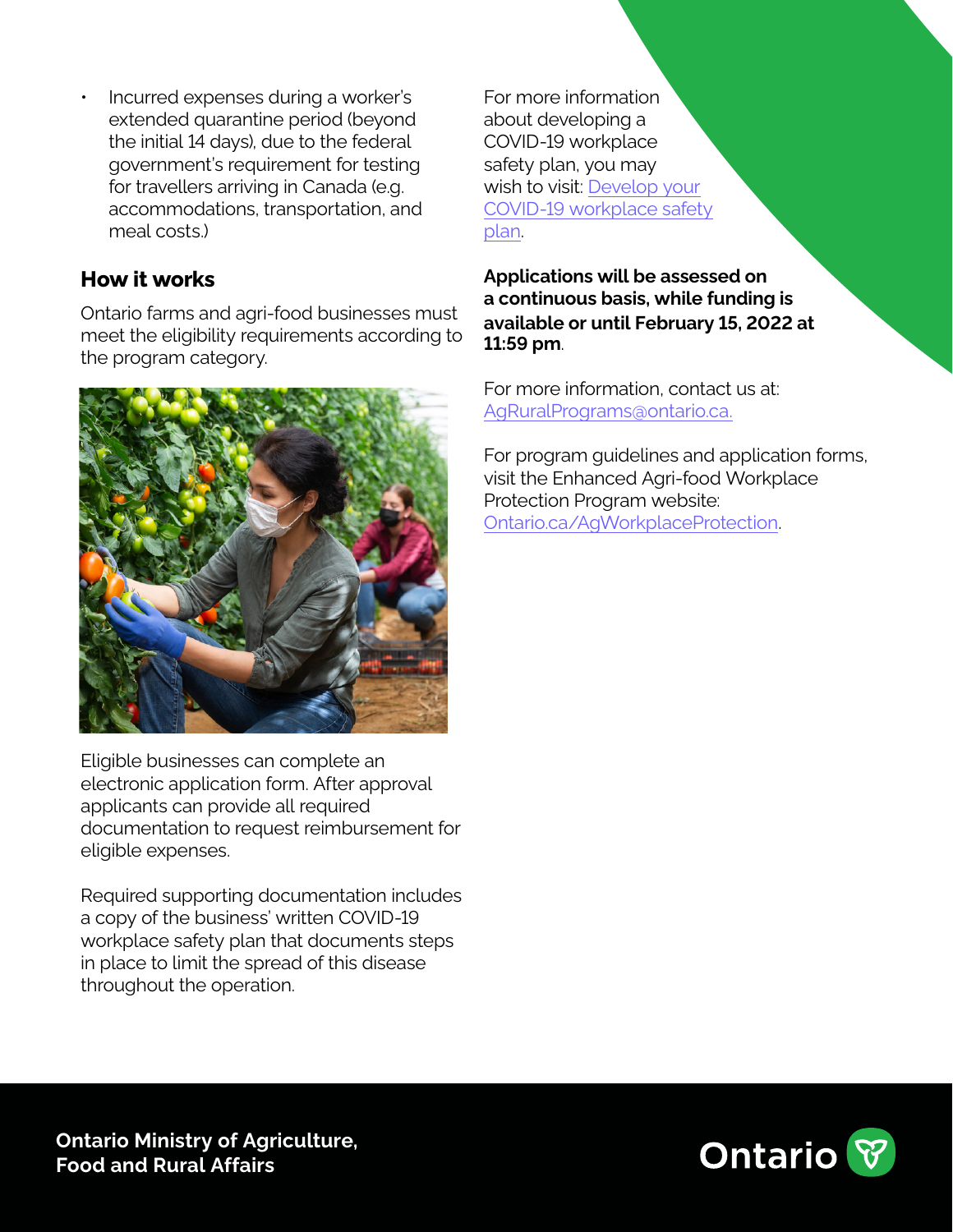- Incurred expenses during a worker's extended quarantine period (beyond the initial 14 days), due to the federal government's requirement for testing for travellers arriving in Canada (e.g. accommodations, transportation, and meal costs.)

## How it works

Ontario farms and agri-food businesses must meet the eligibility requirements according to the program category.

Eligible businesses can complete an electronic application form. After approval applicants can provide all required documentation to request reimbursement for eligible expenses.

Required supporting documentation includes a copy of the business' written COVID-19 workplace safety plan that documents steps in place to limit the spread of this disease throughout the operation.

For more information about developing a COVID-19 workplace safety plan, you may wish to visit: Develop your COVID-19 workplace safety plan.

**Applications will be assessed on a continuous basis, while funding is available or until February 15, 2022 at 11:59 pm**.

For more information, contact us at: AgRuralPrograms@ontario.ca.

For program guidelines and application forms, visit the Enhanced Agri-food Workplace Protection Program website: Ontario.ca/AgWorkplaceProtection.

**Ontario Ministry of Agriculture, Food and Rural Affairs**

Ontario